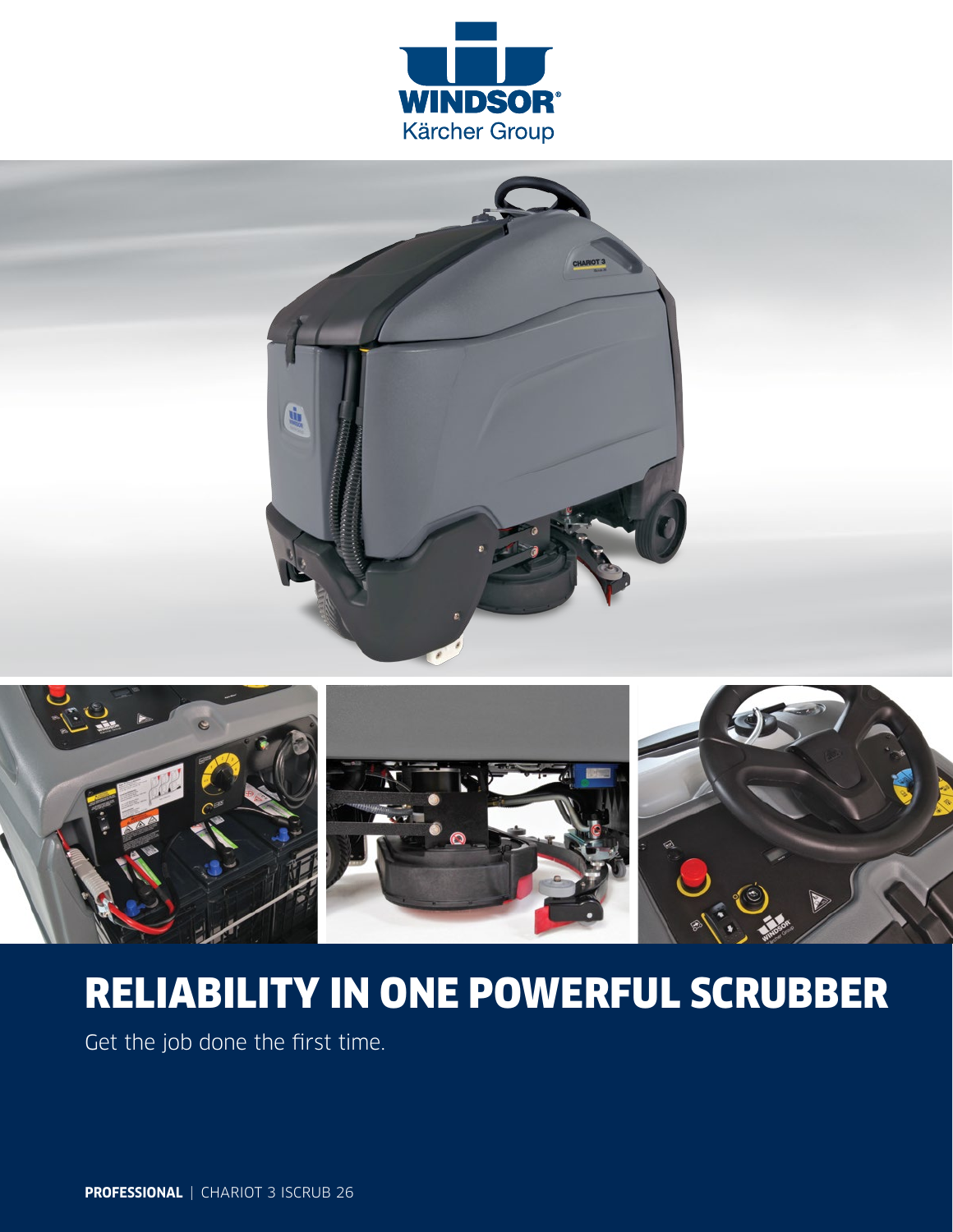WINDSOR®
Kärcher Group

# RELIABILITY IN ONE POWERFUL SCRUBBER

Get the job done the first time.

**PROFESSIONAL** | CHARIOT 3 ISCRUB 26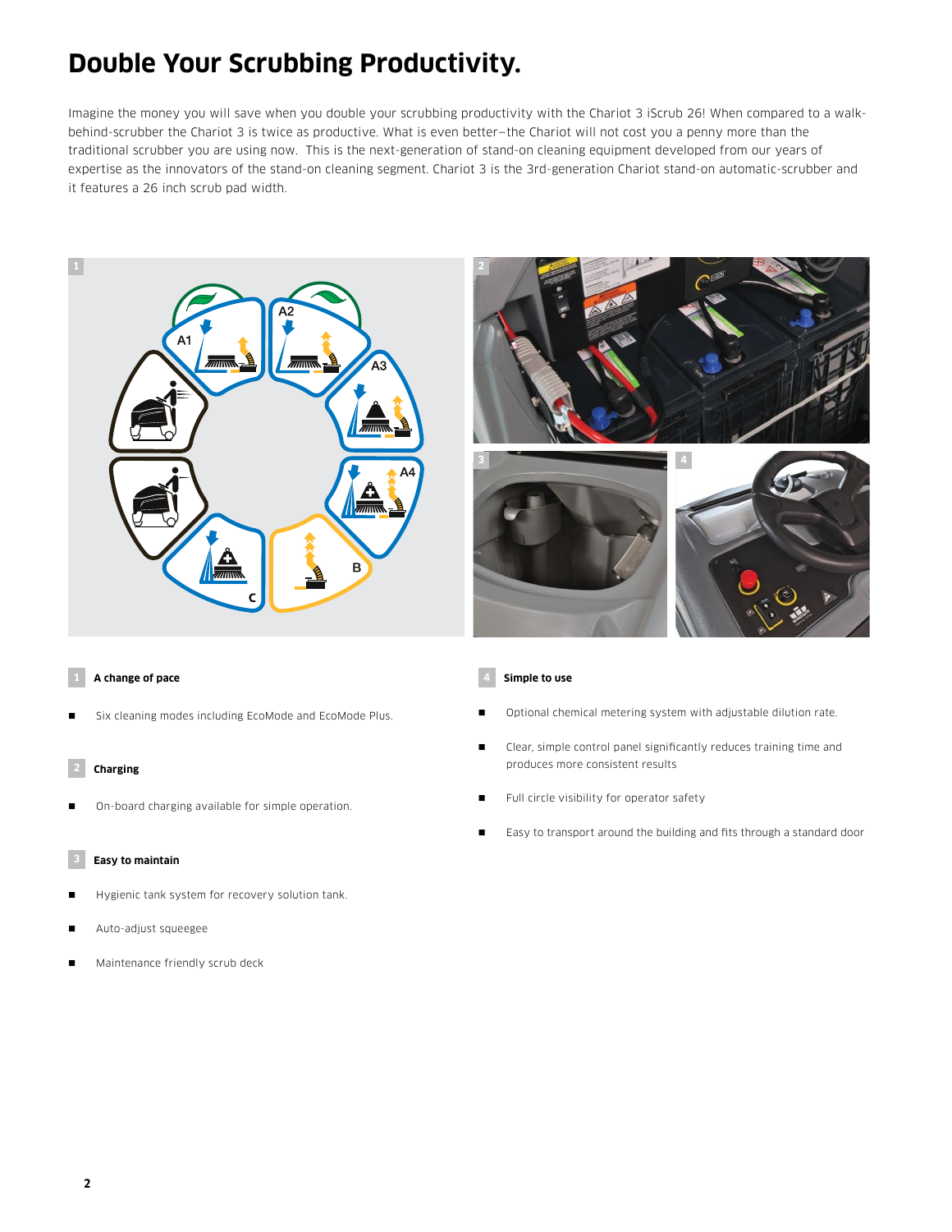# Double Your Scrubbing Productivity.

Imagine the money you will save when you double your scrubbing productivity with the Chariot 3 iScrub 26! When compared to a walk-behind-scrubber the Chariot 3 is twice as productive. What is even better—the Chariot will not cost you a penny more than the traditional scrubber you are using now. This is the next-generation of stand-on cleaning equipment developed from our years of expertise as the innovators of the stand-on cleaning segment. Chariot 3 is the 3rd-generation Chariot stand-on automatic-scrubber and it features a 26 inch scrub pad width.

### 1 A change of pace

- Six cleaning modes including EcoMode and EcoMode Plus.

### 2 Charging

- On-board charging available for simple operation.

### 3 Easy to maintain

- Hygienic tank system for recovery solution tank.
- Auto-adjust squeegee
- Maintenance friendly scrub deck

### 4 Simple to use

- Optional chemical metering system with adjustable dilution rate.
- Clear, simple control panel significantly reduces training time and produces more consistent results
- Full circle visibility for operator safety
- Easy to transport around the building and fits through a standard door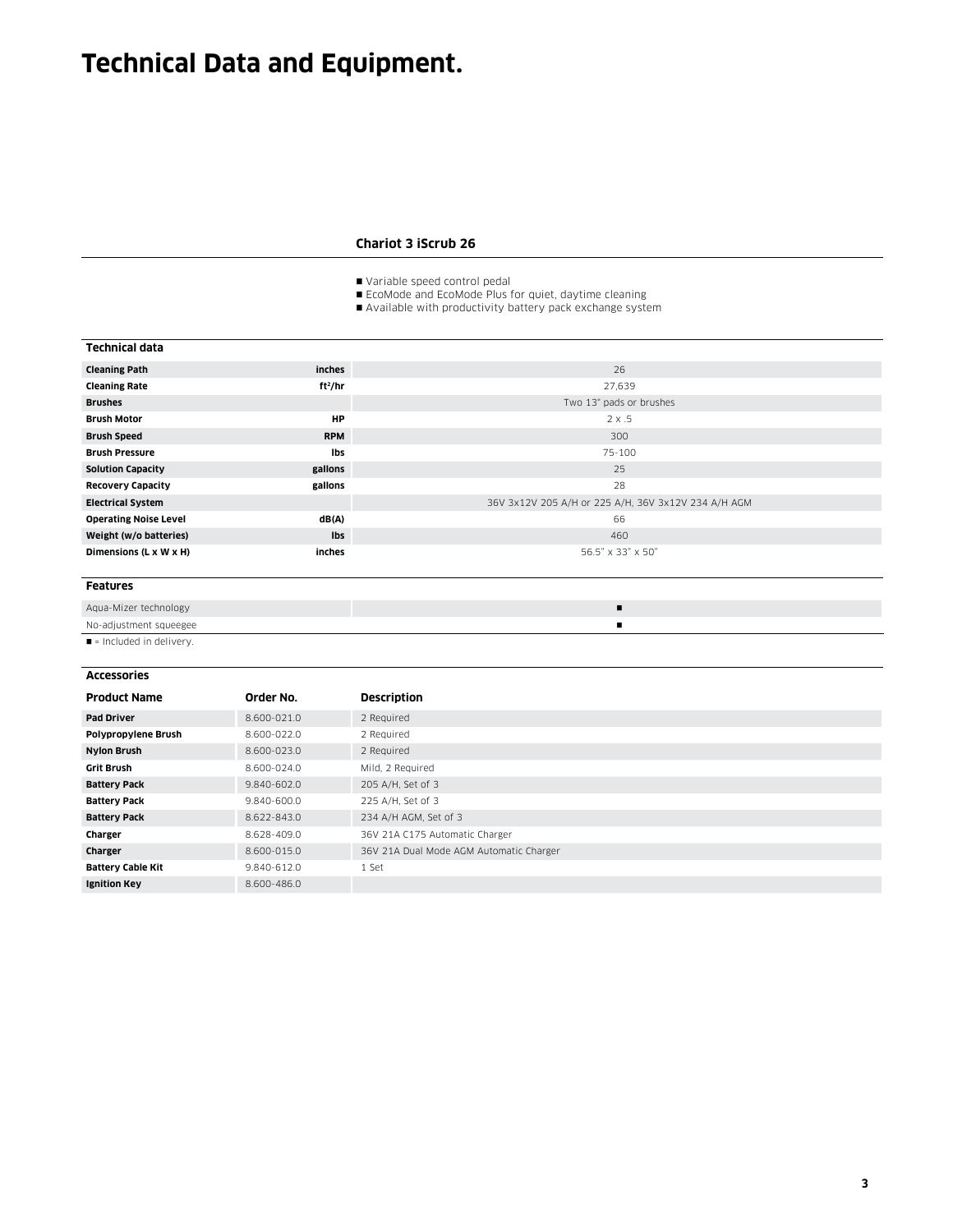# Technical Data and Equipment.

### Chariot 3 iScrub 26

- Variable speed control pedal
- EcoMode and EcoMode Plus for quiet, daytime cleaning
- Available with productivity battery pack exchange system

| Technical data | | |
|---|---|---|
| **Cleaning Path** | **inches** | 26 |
| **Cleaning Rate** | **ft²/hr** | 27,639 |
| **Brushes** | | Two 13" pads or brushes |
| **Brush Motor** | **HP** | 2 x .5 |
| **Brush Speed** | **RPM** | 300 |
| **Brush Pressure** | **lbs** | 75-100 |
| **Solution Capacity** | **gallons** | 25 |
| **Recovery Capacity** | **gallons** | 28 |
| **Electrical System** | | 36V 3x12V 205 A/H or 225 A/H, 36V 3x12V 234 A/H AGM |
| **Operating Noise Level** | **dB(A)** | 66 |
| **Weight (w/o batteries)** | **lbs** | 460 |
| **Dimensions (L x W x H)** | **inches** | 56.5" x 33" x 50" |

| Features | |
|---|---|
| Aqua-Mizer technology | ■ |
| No-adjustment squeegee | ■ |

■ = Included in delivery.

**Accessories**

| Product Name | Order No. | Description |
|---|---|---|
| **Pad Driver** | 8.600-021.0 | 2 Required |
| **Polypropylene Brush** | 8.600-022.0 | 2 Required |
| **Nylon Brush** | 8.600-023.0 | 2 Required |
| **Grit Brush** | 8.600-024.0 | Mild, 2 Required |
| **Battery Pack** | 9.840-602.0 | 205 A/H, Set of 3 |
| **Battery Pack** | 9.840-600.0 | 225 A/H, Set of 3 |
| **Battery Pack** | 8.622-843.0 | 234 A/H AGM, Set of 3 |
| **Charger** | 8.628-409.0 | 36V 21A C175 Automatic Charger |
| **Charger** | 8.600-015.0 | 36V 21A Dual Mode AGM Automatic Charger |
| **Battery Cable Kit** | 9.840-612.0 | 1 Set |
| **Ignition Key** | 8.600-486.0 | |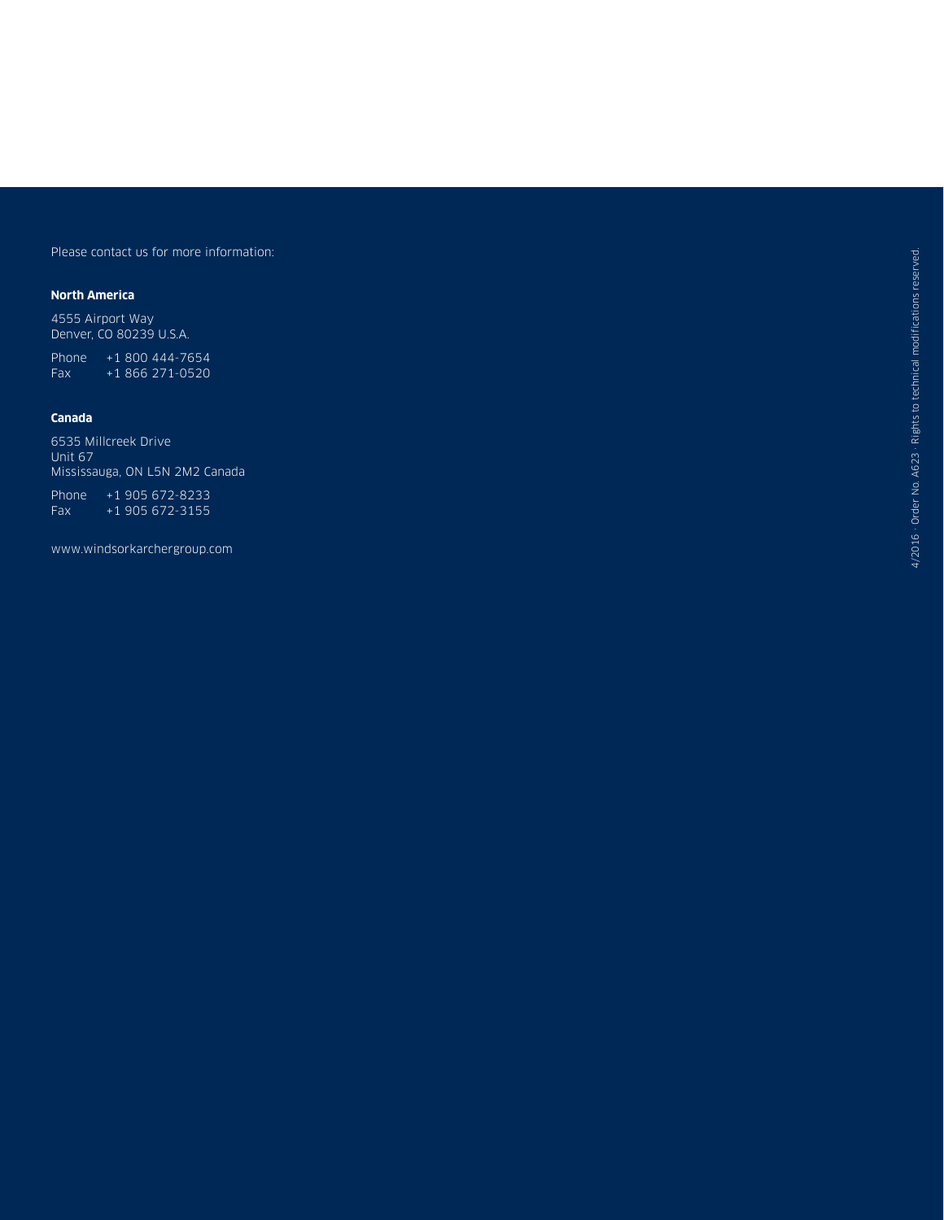Please contact us for more information:

**North America**

4555 Airport Way
Denver, CO 80239 U.S.A.

Phone +1 800 444-7654
Fax +1 866 271-0520

**Canada**

6535 Millcreek Drive
Unit 67
Mississauga, ON L5N 2M2 Canada

Phone +1 905 672-8233
Fax +1 905 672-3155

www.windsorkarchergroup.com

4/2016 · Order No. A623 · Rights to technical modifications reserved.